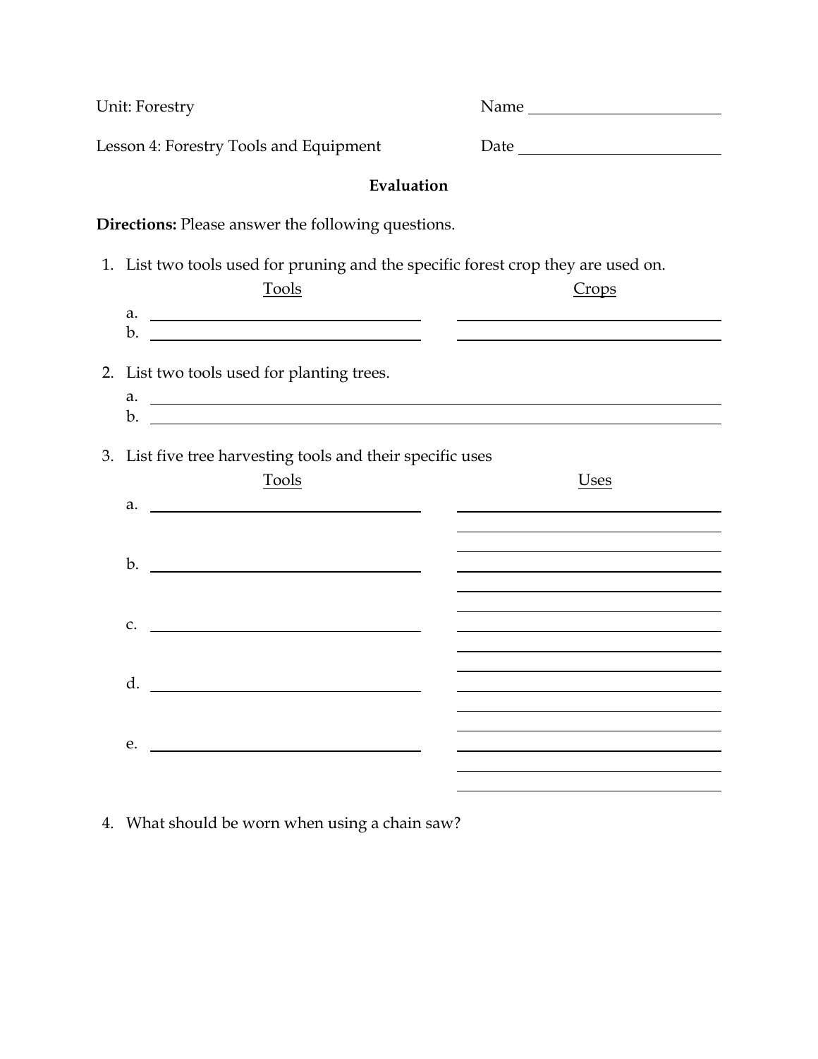Unit: Forestry Name ____________________

Lesson 4: Forestry Tools and Equipment Date ____________________

**Evaluation**

**Directions:** Please answer the following questions.

1. List two tools used for pruning and the specific forest crop they are used on.

| Tools | Crops |
|---|---|
| a. ____________________ | ____________________ |
| b. ____________________ | ____________________ |

2. List two tools used for planting trees.
   a. ____________________
   b. ____________________

3. List five tree harvesting tools and their specific uses

| Tools | Uses |
|---|---|
| a. ____________________ | ____________________ |
| b. ____________________ | ____________________ |
| c. ____________________ | ____________________ |
| d. ____________________ | ____________________ |
| e. ____________________ | ____________________ |

4. What should be worn when using a chain saw?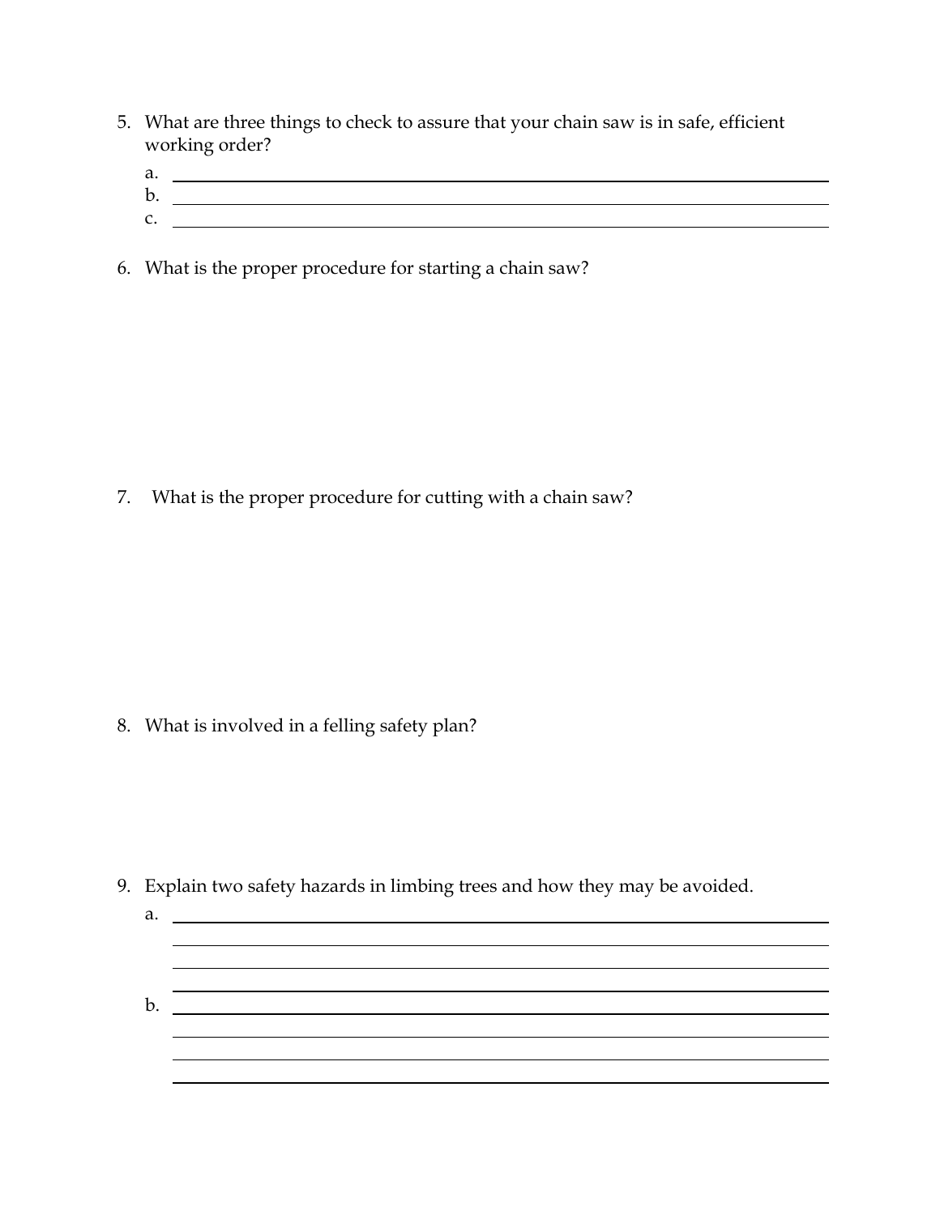5. What are three things to check to assure that your chain saw is in safe, efficient working order?

   a. ______________________________________________________________

   b. ______________________________________________________________

   c. ______________________________________________________________

6. What is the proper procedure for starting a chain saw?

7. What is the proper procedure for cutting with a chain saw?

8. What is involved in a felling safety plan?

9. Explain two safety hazards in limbing trees and how they may be avoided.

   a. ______________________________________________________________

   ______________________________________________________________

   ______________________________________________________________

   ______________________________________________________________

   b. ______________________________________________________________

   ______________________________________________________________

   ______________________________________________________________

   ______________________________________________________________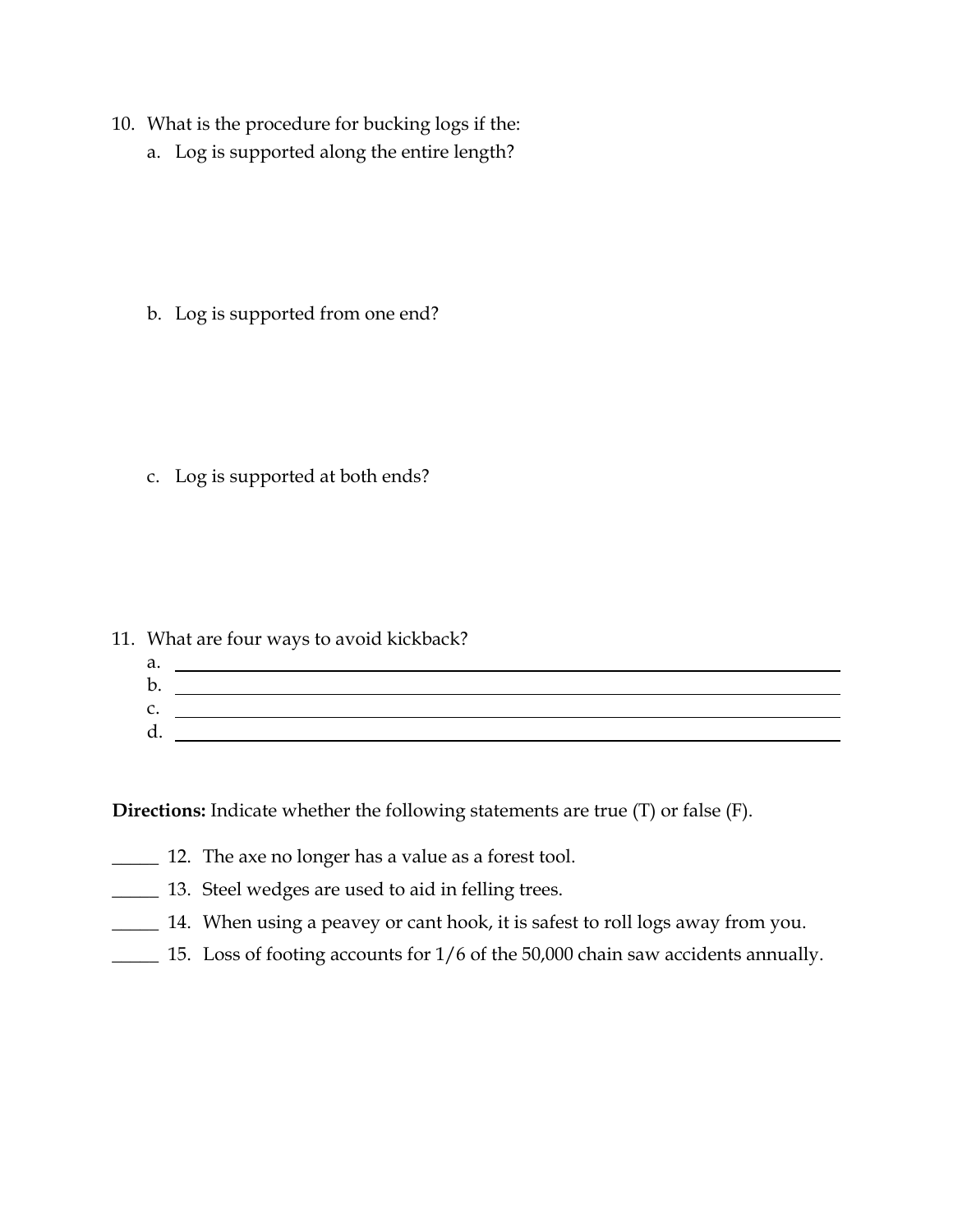10. What is the procedure for bucking logs if the:
    a. Log is supported along the entire length?

    b. Log is supported from one end?

    c. Log is supported at both ends?

11. What are four ways to avoid kickback?
    a. ______________________________
    b. ______________________________
    c. ______________________________
    d. ______________________________

**Directions:** Indicate whether the following statements are true (T) or false (F).

_____ 12. The axe no longer has a value as a forest tool.

_____ 13. Steel wedges are used to aid in felling trees.

_____ 14. When using a peavey or cant hook, it is safest to roll logs away from you.

_____ 15. Loss of footing accounts for 1/6 of the 50,000 chain saw accidents annually.